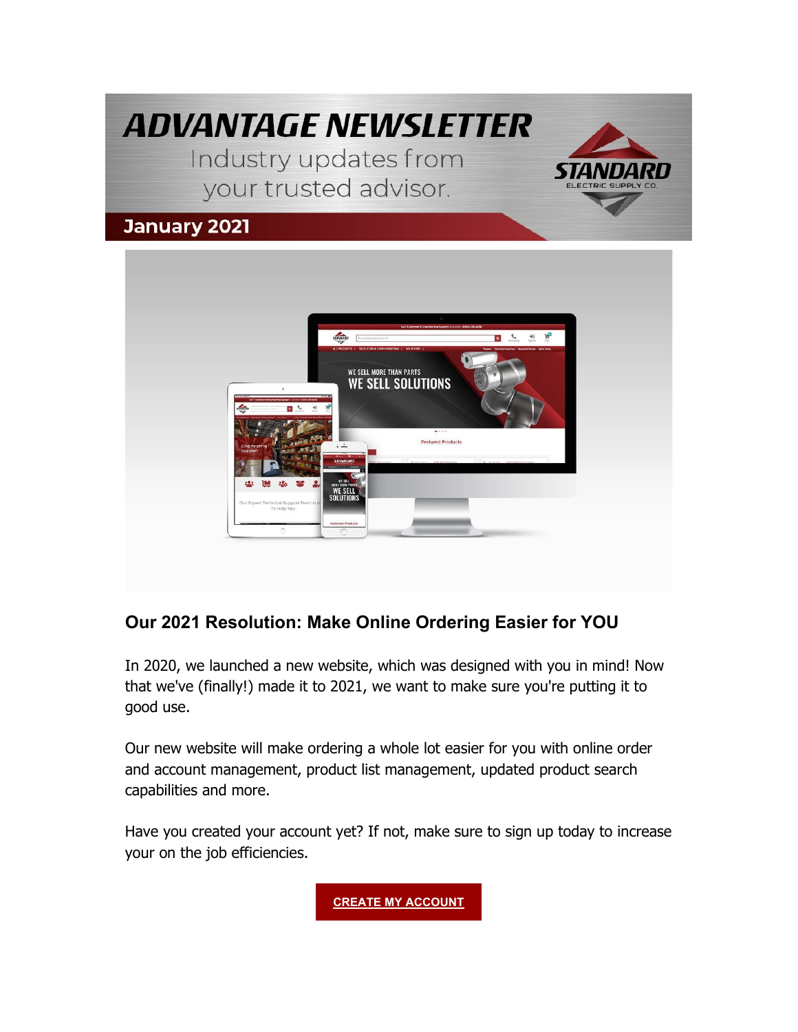# ADVANTAGE NEWSLETTER

Industry updates from your trusted advisor.

STANDARD ELECTRIC SUPPLY CO.

**January 2021**

## Our 2021 Resolution: Make Online Ordering Easier for YOU

In 2020, we launched a new website, which was designed with you in mind! Now that we've (finally!) made it to 2021, we want to make sure you're putting it to good use.

Our new website will make ordering a whole lot easier for you with online order and account management, product list management, updated product search capabilities and more.

Have you created your account yet? If not, make sure to sign up today to increase your on the job efficiencies.

**CREATE MY ACCOUNT**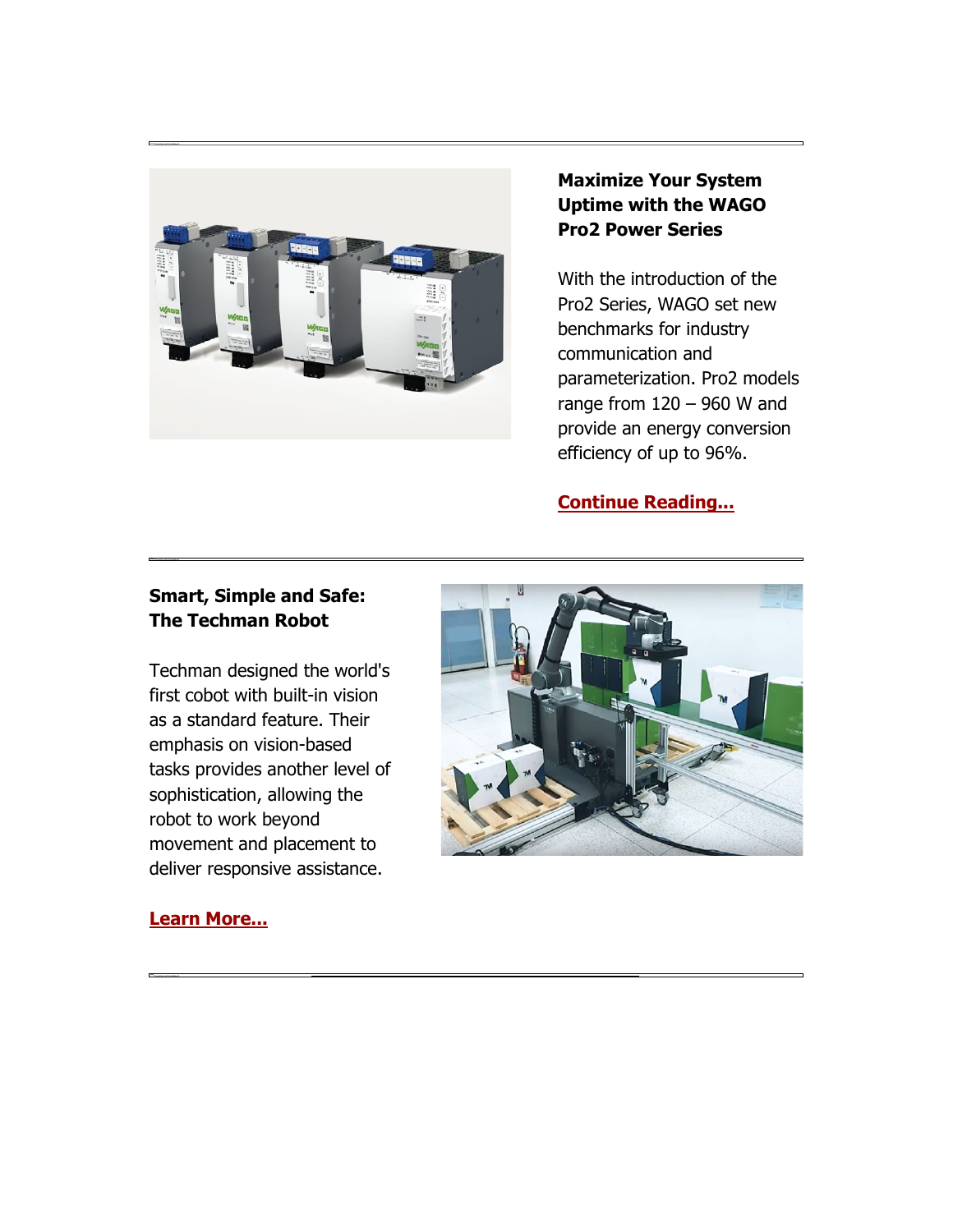### Maximize Your System Uptime with the WAGO Pro2 Power Series

With the introduction of the Pro2 Series, WAGO set new benchmarks for industry communication and parameterization. Pro2 models range from 120 – 960 W and provide an energy conversion efficiency of up to 96%.

**Continue Reading...**

---

### Smart, Simple and Safe: The Techman Robot

Techman designed the world's first cobot with built-in vision as a standard feature. Their emphasis on vision-based tasks provides another level of sophistication, allowing the robot to work beyond movement and placement to deliver responsive assistance.

**Learn More...**

---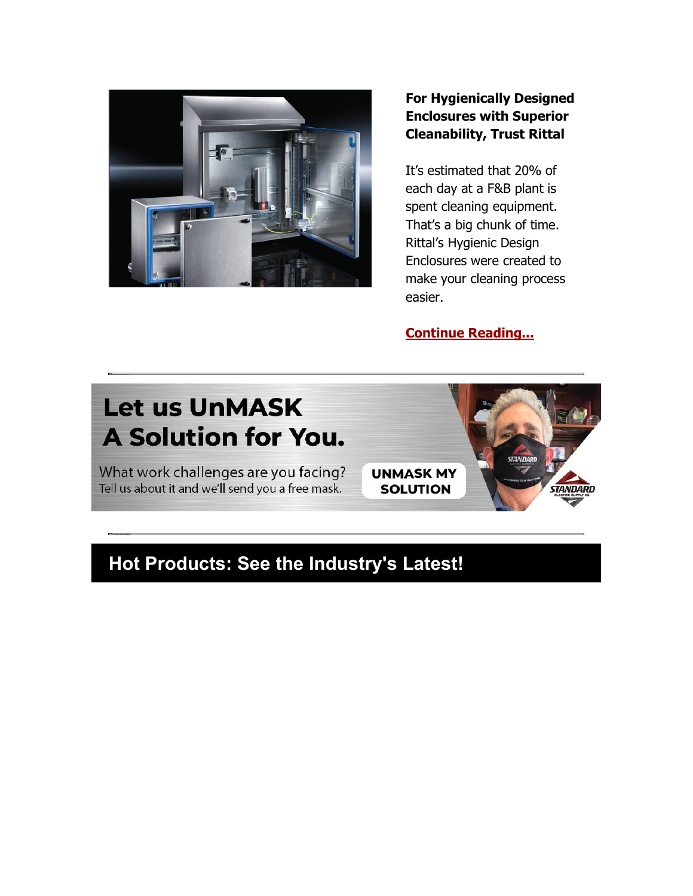**For Hygienically Designed Enclosures with Superior Cleanability, Trust Rittal**

It's estimated that 20% of each day at a F&B plant is spent cleaning equipment. That's a big chunk of time. Rittal's Hygienic Design Enclosures were created to make your cleaning process easier.

**Continue Reading...**

---

# Let us UnMASK A Solution for You.

What work challenges are you facing?
Tell us about it and we'll send you a free mask.

**UNMASK MY SOLUTION**

---

## Hot Products: See the Industry's Latest!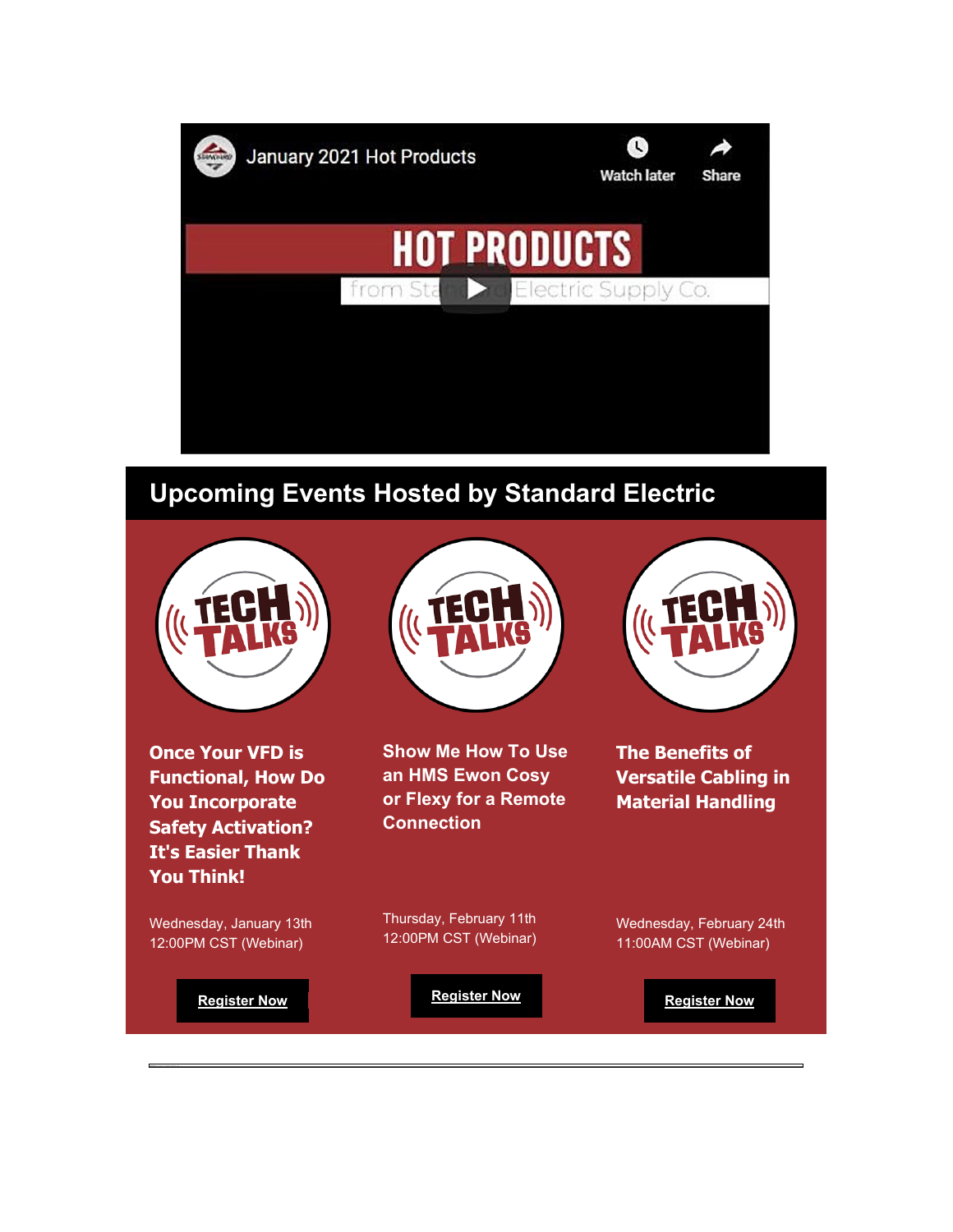January 2021 Hot Products

Watch later

Share

HOT PRODUCTS

from Standard Electric Supply Co.

## Upcoming Events Hosted by Standard Electric

TECH TALKS

**Once Your VFD is Functional, How Do You Incorporate Safety Activation? It's Easier Thank You Think!**

Wednesday, January 13th
12:00PM CST (Webinar)

**Register Now**

TECH TALKS

**Show Me How To Use an HMS Ewon Cosy or Flexy for a Remote Connection**

Thursday, February 11th
12:00PM CST (Webinar)

**Register Now**

TECH TALKS

**The Benefits of Versatile Cabling in Material Handling**

Wednesday, February 24th
11:00AM CST (Webinar)

**Register Now**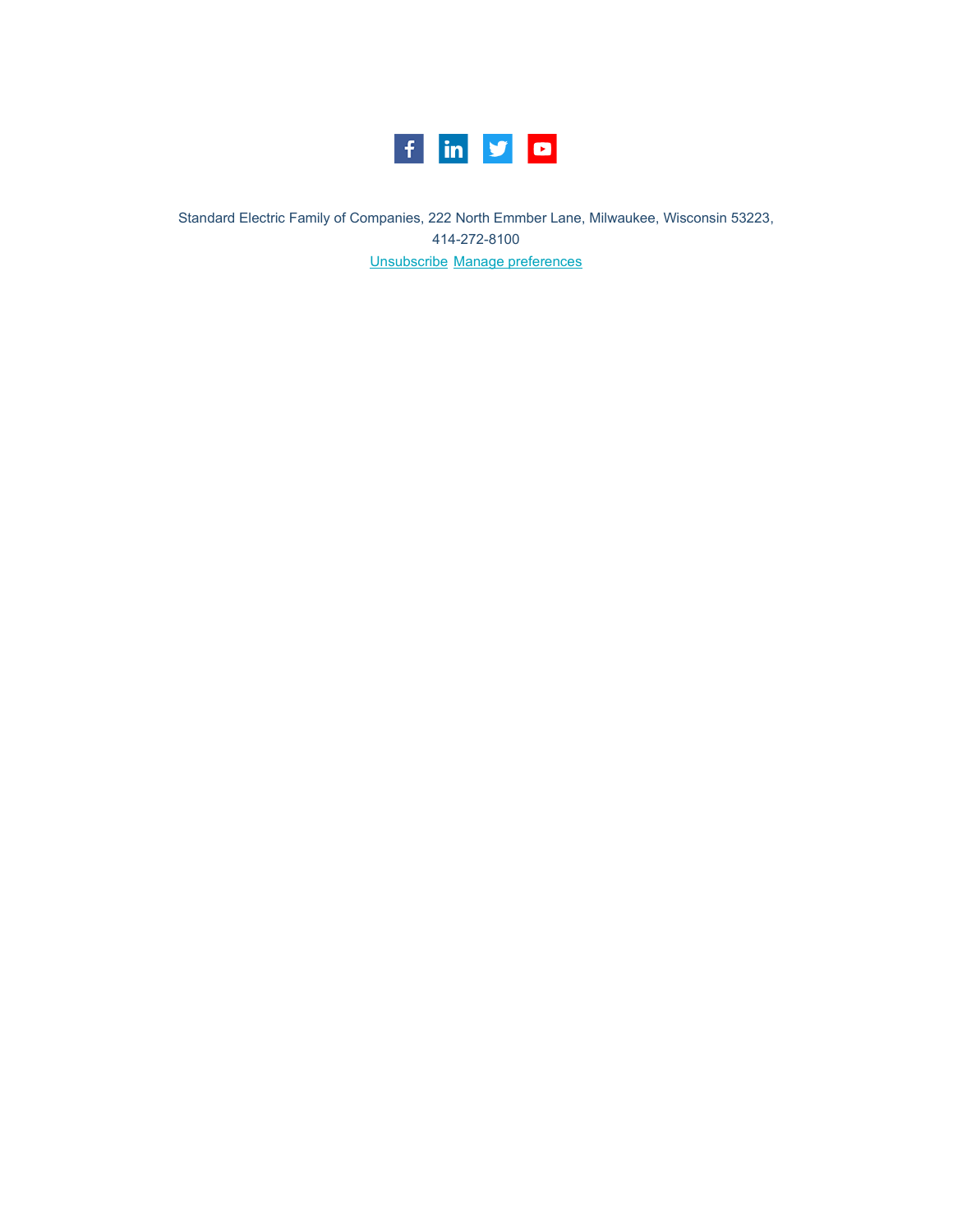Standard Electric Family of Companies, 222 North Emmber Lane, Milwaukee, Wisconsin 53223, 414-272-8100

Unsubscribe Manage preferences